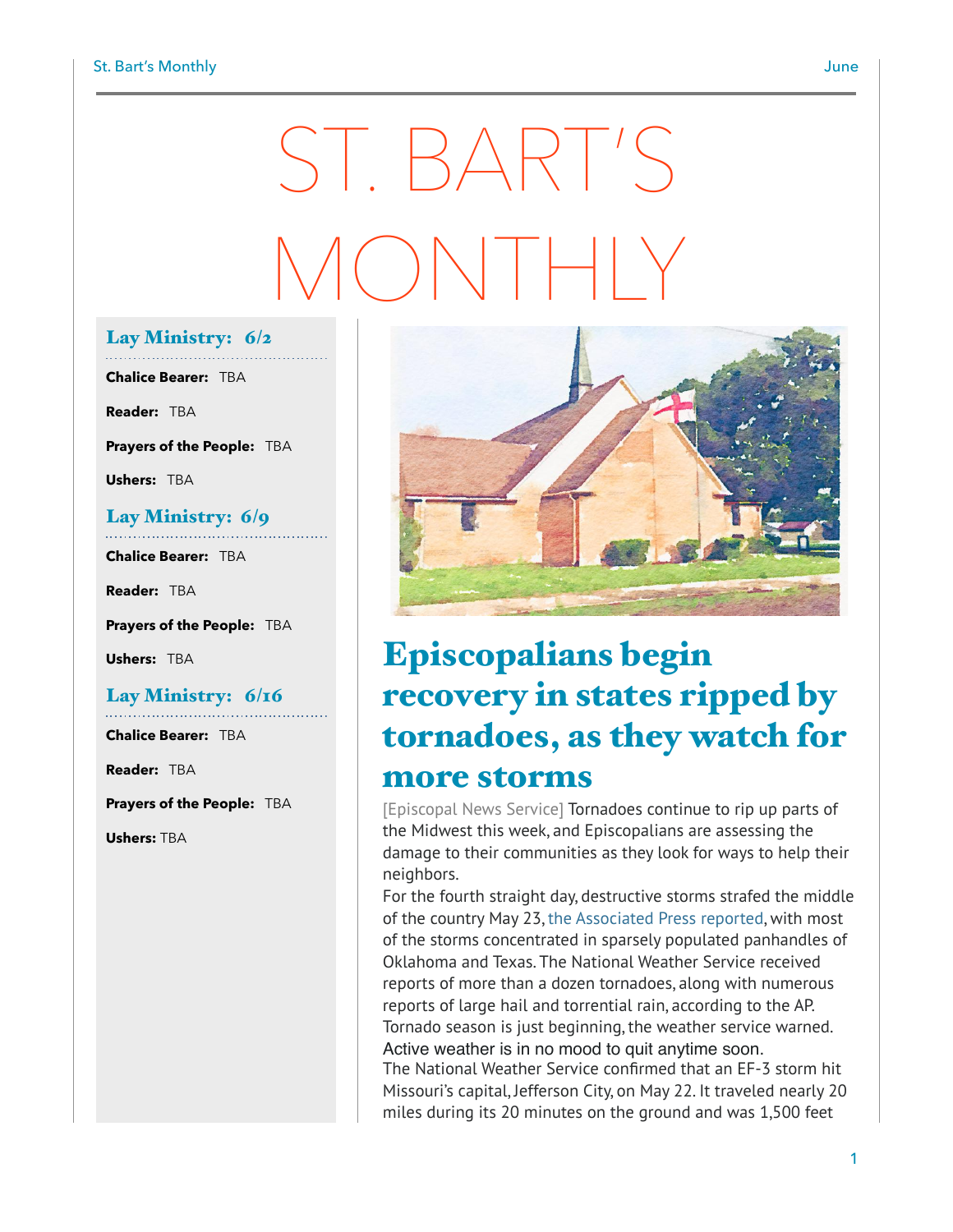# ST. BART'S MONTHLY

## Lay Ministry: 6/2

**Chalice Bearer:** TBA

**Reader:** TBA

**Prayers of the People:** TBA

**Ushers:** TBA

## Lay Ministry: 6/9

**Chalice Bearer:** TBA

**Reader:** TBA

**Prayers of the People:** TBA

**Ushers:** TBA

## Lay Ministry: 6/16

**Chalice Bearer:** TBA

**Reader:** TBA

**Prayers of the People:** TBA

**Ushers:** TBA

## Episcopalians begin recovery in states ripped by tornadoes, as they watch for more storms

[Episcopal News Service] Tornadoes continue to rip up parts of the Midwest this week, and Episcopalians are assessing the damage to their communities as they look for ways to help their neighbors.

For the fourth straight day, destructive storms strafed the middle of the country May 23, the Associated Press reported, with most of the storms concentrated in sparsely populated panhandles of Oklahoma and Texas. The National Weather Service received reports of more than a dozen tornadoes, along with numerous reports of large hail and torrential rain, according to the AP. Tornado season is just beginning, the weather service warned. Active weather is in no mood to quit anytime soon.

The National Weather Service confirmed that an EF-3 storm hit Missouri's capital, Jefferson City, on May 22. It traveled nearly 20 miles during its 20 minutes on the ground and was 1,500 feet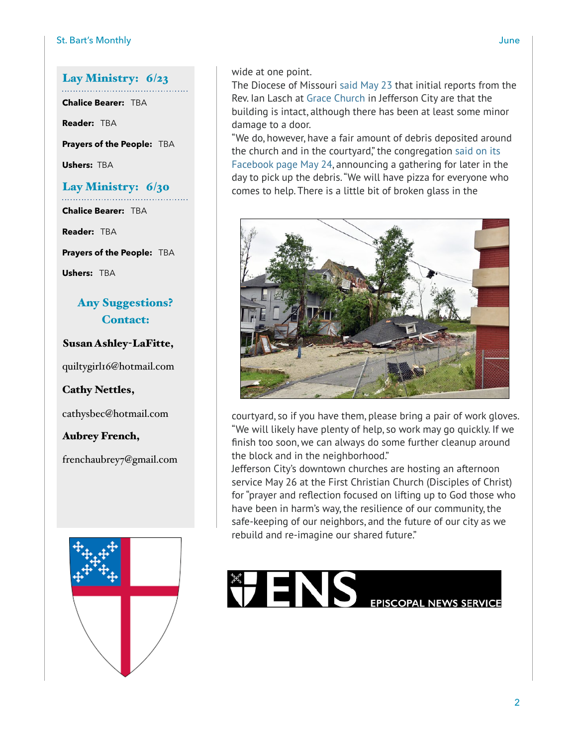## Lay Ministry: 6/23

**Chalice Bearer:** TBA

**Reader:** TBA

**Prayers of the People:** TBA

**Ushers:** TBA

## Lay Ministry: 6/30

**Chalice Bearer:** TBA

**Reader:** TBA

**Prayers of the People:** TBA

**Ushers:** TBA

### Any Suggestions? Contact:

**Susan Ashley-LaFitte,**

quiltygirl16@hotmail.com

**Cathy Nettles,**

cathysbec@hotmail.com

**Aubrey French,**

frenchaubrey7@gmail.com

wide at one point.

The Diocese of Missouri said May 23 that initial reports from the Rev. Ian Lasch at Grace Church in Jefferson City are that the building is intact, although there has been at least some minor damage to a door.

"We do, however, have a fair amount of debris deposited around the church and in the courtyard," the congregation said on its Facebook page May 24, announcing a gathering for later in the day to pick up the debris. "We will have pizza for everyone who comes to help. There is a little bit of broken glass in the courtyard, so if you have them, please bring a pair of work gloves. "We will likely have plenty of help, so work may go quickly. If we finish too soon, we can always do some further cleanup around the block and in the neighborhood."

Jefferson City's downtown churches are hosting an afternoon service May 26 at the First Christian Church (Disciples of Christ) for "prayer and reflection focused on lifting up to God those who have been in harm's way, the resilience of our community, the safe-keeping of our neighbors, and the future of our city as we rebuild and re-imagine our shared future."

ENS EPISCOPAL NEWS SERVICE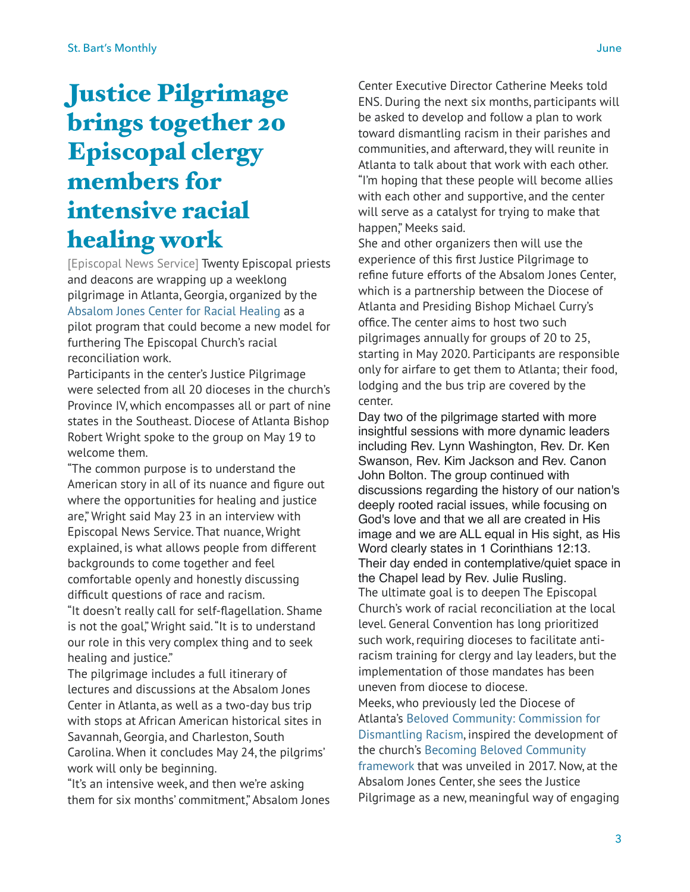# Justice Pilgrimage brings together 20 Episcopal clergy members for intensive racial healing work

[Episcopal News Service] Twenty Episcopal priests and deacons are wrapping up a weeklong pilgrimage in Atlanta, Georgia, organized by the Absalom Jones Center for Racial Healing as a pilot program that could become a new model for furthering The Episcopal Church's racial reconciliation work.

Participants in the center's Justice Pilgrimage were selected from all 20 dioceses in the church's Province IV, which encompasses all or part of nine states in the Southeast. Diocese of Atlanta Bishop Robert Wright spoke to the group on May 19 to welcome them.

"The common purpose is to understand the American story in all of its nuance and figure out where the opportunities for healing and justice are," Wright said May 23 in an interview with Episcopal News Service. That nuance, Wright explained, is what allows people from different backgrounds to come together and feel comfortable openly and honestly discussing difficult questions of race and racism.

"It doesn't really call for self-flagellation. Shame is not the goal," Wright said. "It is to understand our role in this very complex thing and to seek healing and justice."

The pilgrimage includes a full itinerary of lectures and discussions at the Absalom Jones Center in Atlanta, as well as a two-day bus trip with stops at African American historical sites in Savannah, Georgia, and Charleston, South Carolina. When it concludes May 24, the pilgrims' work will only be beginning.

"It's an intensive week, and then we're asking them for six months' commitment," Absalom Jones Center Executive Director Catherine Meeks told ENS. During the next six months, participants will be asked to develop and follow a plan to work toward dismantling racism in their parishes and communities, and afterward, they will reunite in Atlanta to talk about that work with each other.

"I'm hoping that these people will become allies with each other and supportive, and the center will serve as a catalyst for trying to make that happen," Meeks said.

She and other organizers then will use the experience of this first Justice Pilgrimage to refine future efforts of the Absalom Jones Center, which is a partnership between the Diocese of Atlanta and Presiding Bishop Michael Curry's office. The center aims to host two such pilgrimages annually for groups of 20 to 25, starting in May 2020. Participants are responsible only for airfare to get them to Atlanta; their food, lodging and the bus trip are covered by the center.

Day two of the pilgrimage started with more insightful sessions with more dynamic leaders including Rev. Lynn Washington, Rev. Dr. Ken Swanson, Rev. Kim Jackson and Rev. Canon John Bolton. The group continued with discussions regarding the history of our nation's deeply rooted racial issues, while focusing on God's love and that we all are created in His image and we are ALL equal in His sight, as His Word clearly states in 1 Corinthians 12:13. Their day ended in contemplative/quiet space in the Chapel lead by Rev. Julie Rusling.

The ultimate goal is to deepen The Episcopal Church's work of racial reconciliation at the local level. General Convention has long prioritized such work, requiring dioceses to facilitate anti-racism training for clergy and lay leaders, but the implementation of those mandates has been uneven from diocese to diocese.

Meeks, who previously led the Diocese of Atlanta's Beloved Community: Commission for Dismantling Racism, inspired the development of the church's Becoming Beloved Community framework that was unveiled in 2017. Now, at the Absalom Jones Center, she sees the Justice Pilgrimage as a new, meaningful way of engaging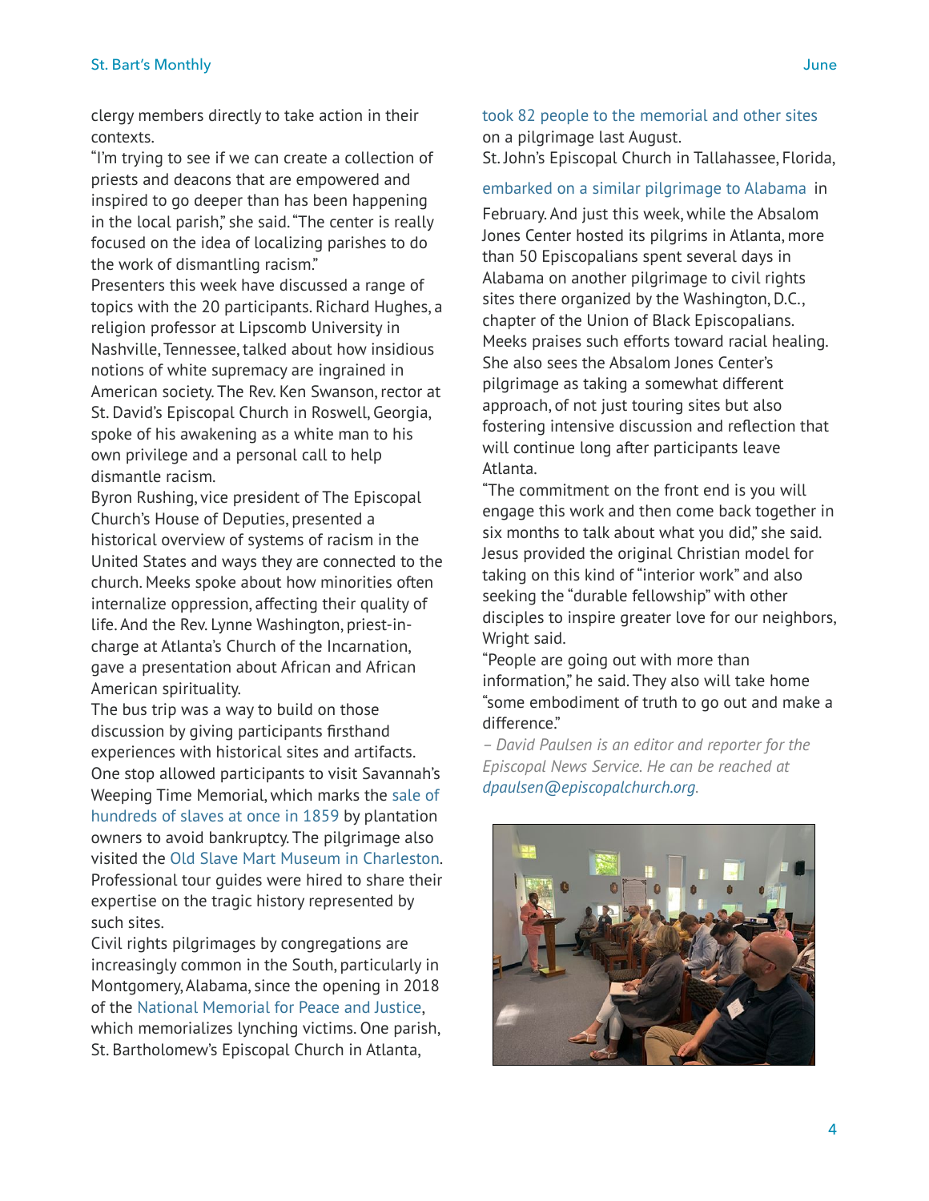clergy members directly to take action in their contexts.

"I'm trying to see if we can create a collection of priests and deacons that are empowered and inspired to go deeper than has been happening in the local parish," she said. "The center is really focused on the idea of localizing parishes to do the work of dismantling racism."

Presenters this week have discussed a range of topics with the 20 participants. Richard Hughes, a religion professor at Lipscomb University in Nashville, Tennessee, talked about how insidious notions of white supremacy are ingrained in American society. The Rev. Ken Swanson, rector at St. David's Episcopal Church in Roswell, Georgia, spoke of his awakening as a white man to his own privilege and a personal call to help dismantle racism.

Byron Rushing, vice president of The Episcopal Church's House of Deputies, presented a historical overview of systems of racism in the United States and ways they are connected to the church. Meeks spoke about how minorities often internalize oppression, affecting their quality of life. And the Rev. Lynne Washington, priest-in-charge at Atlanta's Church of the Incarnation, gave a presentation about African and African American spirituality.

The bus trip was a way to build on those discussion by giving participants firsthand experiences with historical sites and artifacts. One stop allowed participants to visit Savannah's Weeping Time Memorial, which marks the sale of hundreds of slaves at once in 1859 by plantation owners to avoid bankruptcy. The pilgrimage also visited the Old Slave Mart Museum in Charleston. Professional tour guides were hired to share their expertise on the tragic history represented by such sites.

Civil rights pilgrimages by congregations are increasingly common in the South, particularly in Montgomery, Alabama, since the opening in 2018 of the National Memorial for Peace and Justice, which memorializes lynching victims. One parish, St. Bartholomew's Episcopal Church in Atlanta, took 82 people to the memorial and other sites on a pilgrimage last August.

St. John's Episcopal Church in Tallahassee, Florida, embarked on a similar pilgrimage to Alabama in February. And just this week, while the Absalom Jones Center hosted its pilgrims in Atlanta, more than 50 Episcopalians spent several days in Alabama on another pilgrimage to civil rights sites there organized by the Washington, D.C., chapter of the Union of Black Episcopalians.

Meeks praises such efforts toward racial healing. She also sees the Absalom Jones Center's pilgrimage as taking a somewhat different approach, of not just touring sites but also fostering intensive discussion and reflection that will continue long after participants leave Atlanta.

"The commitment on the front end is you will engage this work and then come back together in six months to talk about what you did," she said.

Jesus provided the original Christian model for taking on this kind of "interior work" and also seeking the "durable fellowship" with other disciples to inspire greater love for our neighbors, Wright said.

"People are going out with more than information," he said. They also will take home "some embodiment of truth to go out and make a difference."

*– David Paulsen is an editor and reporter for the Episcopal News Service. He can be reached at dpaulsen@episcopalchurch.org.*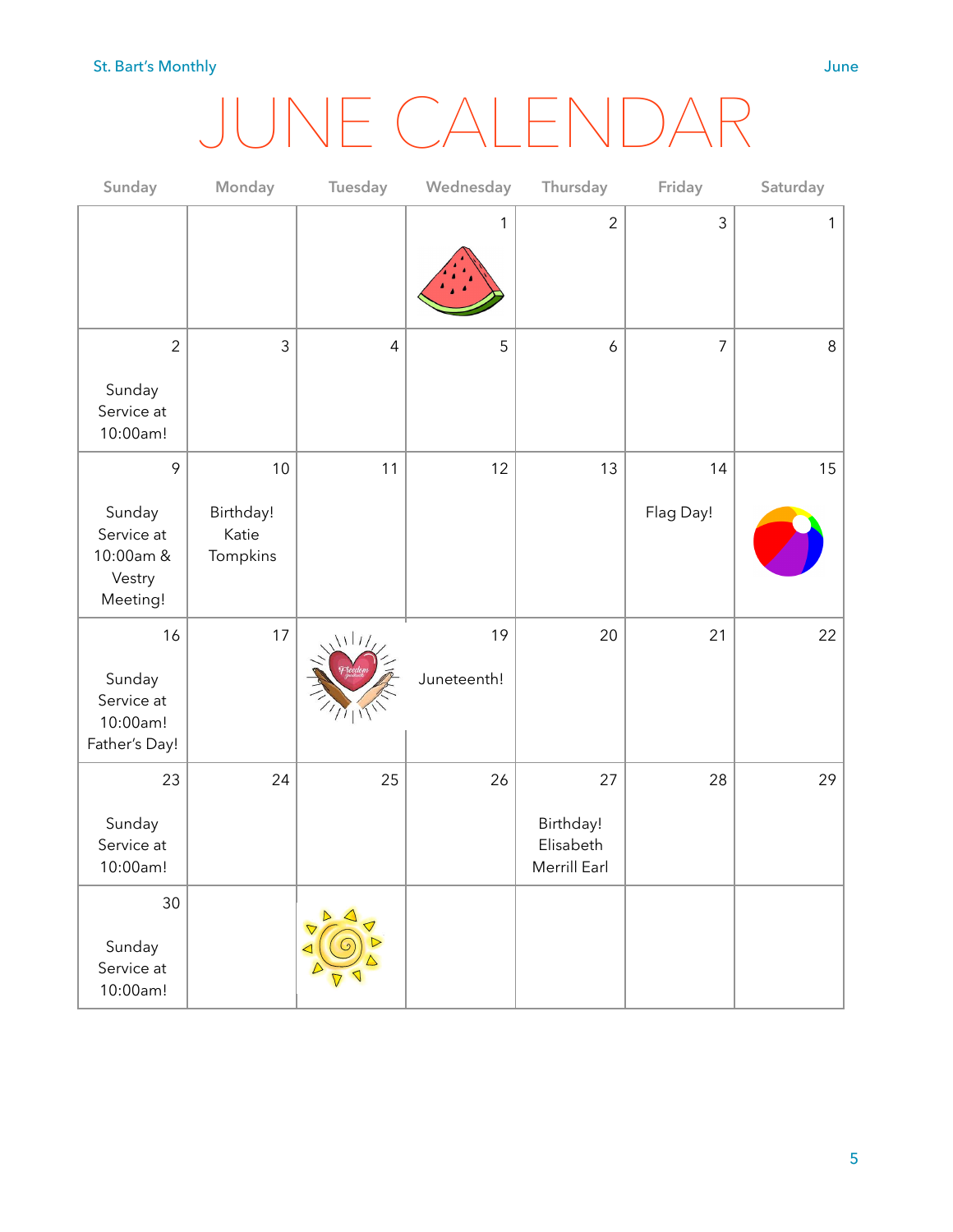# JUNE CALENDAR

| Sunday | Monday | Tuesday | Wednesday | Thursday | Friday | Saturday |
| --- | --- | --- | --- | --- | --- | --- |
| | | | 1 | 2 | 3 | 1 |
| 2 Sunday Service at 10:00am! | 3 | 4 | 5 | 6 | 7 | 8 |
| 9 Sunday Service at 10:00am & Vestry Meeting! | 10 Birthday! Katie Tompkins | 11 | 12 | 13 | 14 Flag Day! | 15 |
| 16 Sunday Service at 10:00am! Father's Day! | 17 | | 19 Juneteenth! | 20 | 21 | 22 |
| 23 Sunday Service at 10:00am! | 24 | 25 | 26 | 27 Birthday! Elisabeth Merrill Earl | 28 | 29 |
| 30 Sunday Service at 10:00am! | | | | | | |